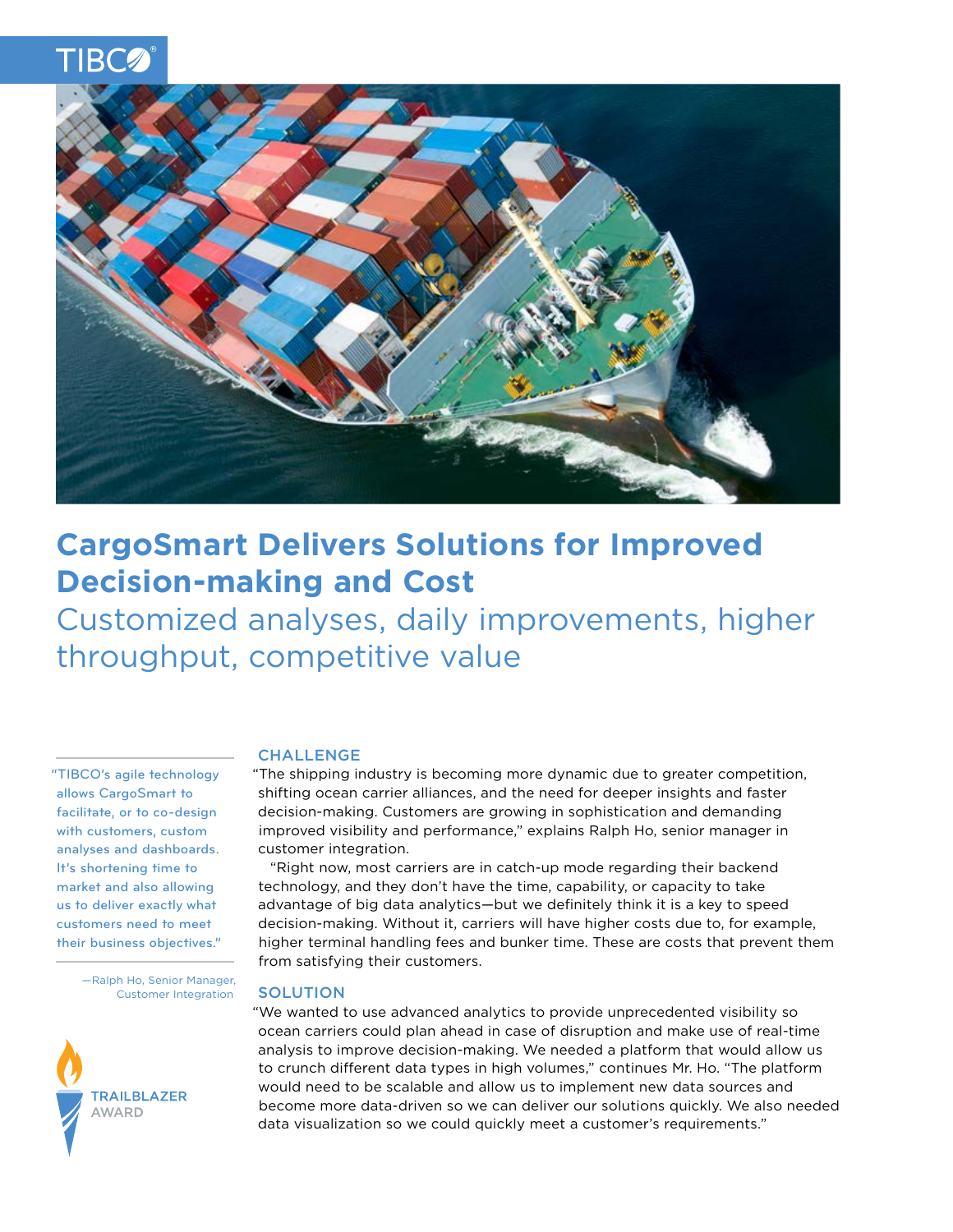# CargoSmart Delivers Solutions for Improved Decision-making and Cost

## Customized analyses, daily improvements, higher throughput, competitive value

"TIBCO's agile technology allows CargoSmart to facilitate, or to co-design with customers, custom analyses and dashboards. It's shortening time to market and also allowing us to deliver exactly what customers need to meet their business objectives."

—Ralph Ho, Senior Manager, Customer Integration

TRAILBLAZER AWARD

### CHALLENGE

"The shipping industry is becoming more dynamic due to greater competition, shifting ocean carrier alliances, and the need for deeper insights and faster decision-making. Customers are growing in sophistication and demanding improved visibility and performance," explains Ralph Ho, senior manager in customer integration.

"Right now, most carriers are in catch-up mode regarding their backend technology, and they don't have the time, capability, or capacity to take advantage of big data analytics—but we definitely think it is a key to speed decision-making. Without it, carriers will have higher costs due to, for example, higher terminal handling fees and bunker time. These are costs that prevent them from satisfying their customers.

### SOLUTION

"We wanted to use advanced analytics to provide unprecedented visibility so ocean carriers could plan ahead in case of disruption and make use of real-time analysis to improve decision-making. We needed a platform that would allow us to crunch different data types in high volumes," continues Mr. Ho. "The platform would need to be scalable and allow us to implement new data sources and become more data-driven so we can deliver our solutions quickly. We also needed data visualization so we could quickly meet a customer's requirements."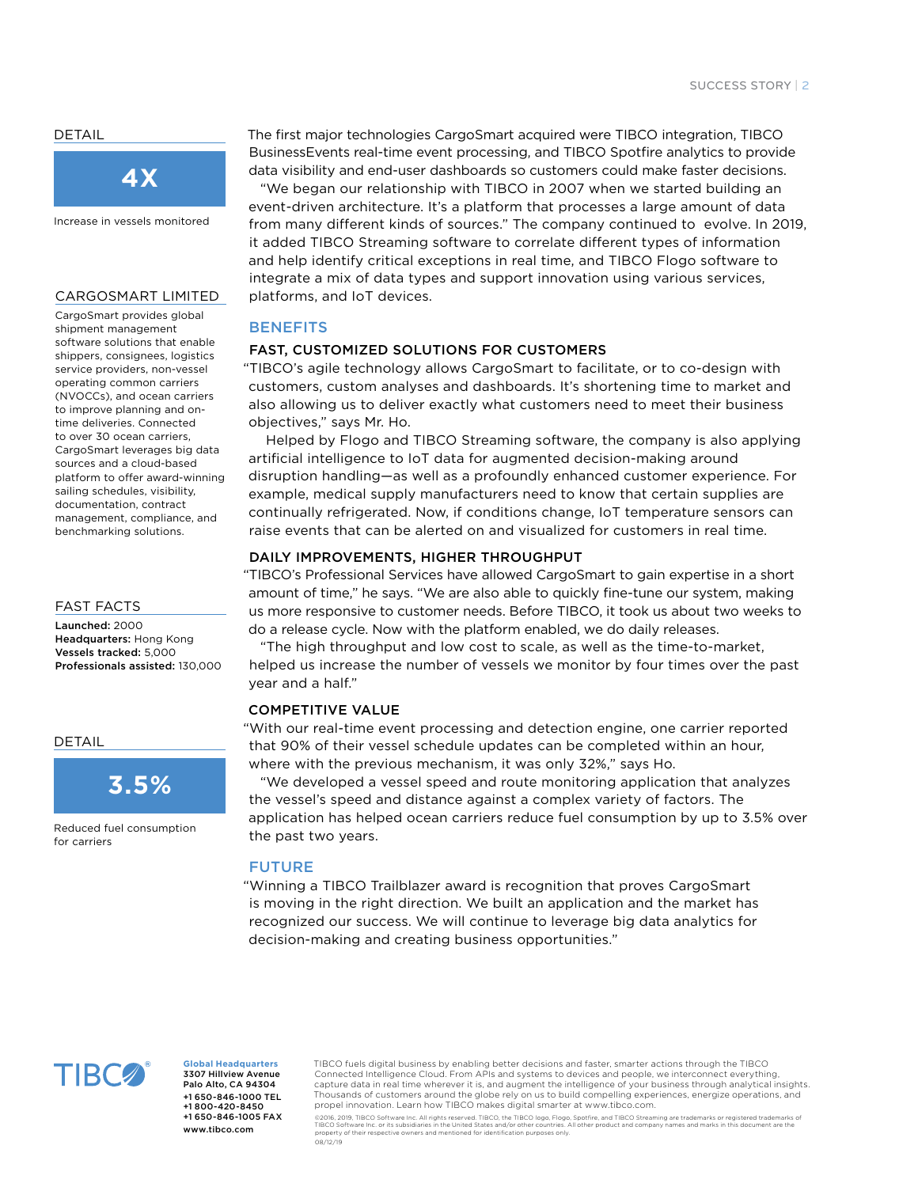The first major technologies CargoSmart acquired were TIBCO integration, TIBCO BusinessEvents real-time event processing, and TIBCO Spotfire analytics to provide data visibility and end-user dashboards so customers could make faster decisions.

"We began our relationship with TIBCO in 2007 when we started building an event-driven architecture. It's a platform that processes a large amount of data from many different kinds of sources." The company continued to evolve. In 2019, it added TIBCO Streaming software to correlate different types of information and help identify critical exceptions in real time, and TIBCO Flogo software to integrate a mix of data types and support innovation using various services, platforms, and IoT devices.

## BENEFITS

### FAST, CUSTOMIZED SOLUTIONS FOR CUSTOMERS

"TIBCO's agile technology allows CargoSmart to facilitate, or to co-design with customers, custom analyses and dashboards. It's shortening time to market and also allowing us to deliver exactly what customers need to meet their business objectives," says Mr. Ho.

Helped by Flogo and TIBCO Streaming software, the company is also applying artificial intelligence to IoT data for augmented decision-making around disruption handling—as well as a profoundly enhanced customer experience. For example, medical supply manufacturers need to know that certain supplies are continually refrigerated. Now, if conditions change, IoT temperature sensors can raise events that can be alerted on and visualized for customers in real time.

### DAILY IMPROVEMENTS, HIGHER THROUGHPUT

"TIBCO's Professional Services have allowed CargoSmart to gain expertise in a short amount of time," he says. "We are also able to quickly fine-tune our system, making us more responsive to customer needs. Before TIBCO, it took us about two weeks to do a release cycle. Now with the platform enabled, we do daily releases.

"The high throughput and low cost to scale, as well as the time-to-market, helped us increase the number of vessels we monitor by four times over the past year and a half."

### COMPETITIVE VALUE

"With our real-time event processing and detection engine, one carrier reported that 90% of their vessel schedule updates can be completed within an hour, where with the previous mechanism, it was only 32%," says Ho.

"We developed a vessel speed and route monitoring application that analyzes the vessel's speed and distance against a complex variety of factors. The application has helped ocean carriers reduce fuel consumption by up to 3.5% over the past two years.

## FUTURE

"Winning a TIBCO Trailblazer award is recognition that proves CargoSmart is moving in the right direction. We built an application and the market has recognized our success. We will continue to leverage big data analytics for decision-making and creating business opportunities."

### DETAIL

**4X**

Increase in vessels monitored

### CARGOSMART LIMITED

CargoSmart provides global shipment management software solutions that enable shippers, consignees, logistics service providers, non-vessel operating common carriers (NVOCCs), and ocean carriers to improve planning and on-time deliveries. Connected to over 30 ocean carriers, CargoSmart leverages big data sources and a cloud-based platform to offer award-winning sailing schedules, visibility, documentation, contract management, compliance, and benchmarking solutions.

### FAST FACTS

**Launched:** 2000
**Headquarters:** Hong Kong
**Vessels tracked:** 5,000
**Professionals assisted:** 130,000

### DETAIL

**3.5%**

Reduced fuel consumption for carriers

---

TIBCO®

**Global Headquarters**
3307 Hillview Avenue
Palo Alto, CA 94304
+1 650-846-1000 TEL
+1 800-420-8450
+1 650-846-1005 FAX
www.tibco.com

TIBCO fuels digital business by enabling better decisions and faster, smarter actions through the TIBCO Connected Intelligence Cloud. From APIs and systems to devices and people, we interconnect everything, capture data in real time wherever it is, and augment the intelligence of your business through analytical insights. Thousands of customers around the globe rely on us to build compelling experiences, energize operations, and propel innovation. Learn how TIBCO makes digital smarter at www.tibco.com.

©2016, 2019, TIBCO Software Inc. All rights reserved. TIBCO, the TIBCO logo, Flogo, Spotfire, and TIBCO Streaming are trademarks or registered trademarks of TIBCO Software Inc. or its subsidiaries in the United States and/or other countries. All other product and company names and marks in this document are the property of their respective owners and mentioned for identification purposes only.
08/12/19